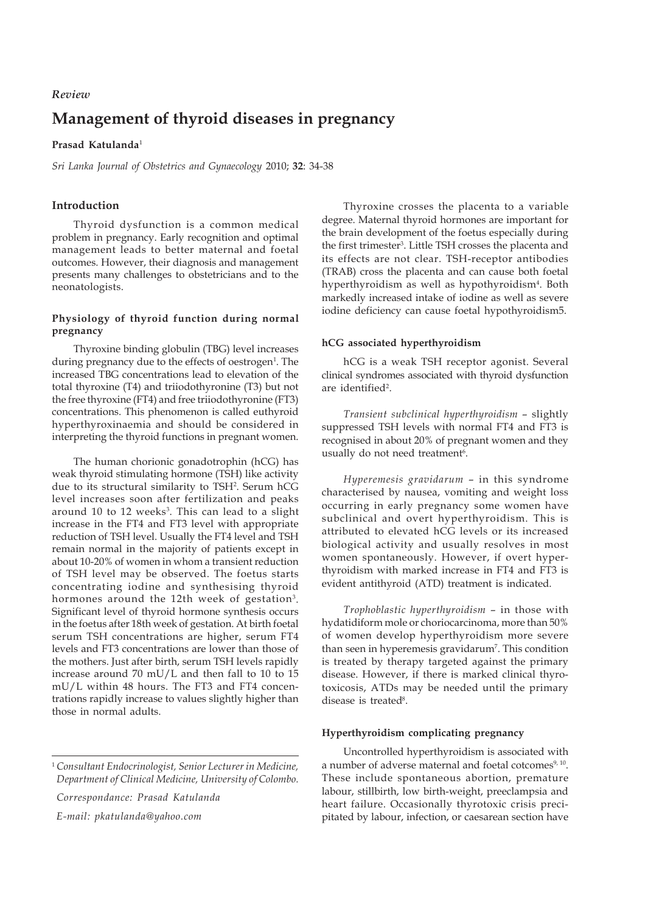*Review*

# Management of thyroid diseases in pregnancy

**Prasad Katulanda**[1]

*Sri Lanka Journal of Obstetrics and Gynaecology* 2010; **32**: 34-38

## Introduction

Thyroid dysfunction is a common medical problem in pregnancy. Early recognition and optimal management leads to better maternal and foetal outcomes. However, their diagnosis and management presents many challenges to obstetricians and to the neonatologists.

### Physiology of thyroid function during normal pregnancy

Thyroxine binding globulin (TBG) level increases during pregnancy due to the effects of oestrogen[1]. The increased TBG concentrations lead to elevation of the total thyroxine (T4) and triiodothyronine (T3) but not the free thyroxine (FT4) and free triiodothyronine (FT3) concentrations. This phenomenon is called euthyroid hyperthyroxinaemia and should be considered in interpreting the thyroid functions in pregnant women.

The human chorionic gonadotrophin (hCG) has weak thyroid stimulating hormone (TSH) like activity due to its structural similarity to TSH[2]. Serum hCG level increases soon after fertilization and peaks around 10 to 12 weeks[3]. This can lead to a slight increase in the FT4 and FT3 level with appropriate reduction of TSH level. Usually the FT4 level and TSH remain normal in the majority of patients except in about 10-20% of women in whom a transient reduction of TSH level may be observed. The foetus starts concentrating iodine and synthesising thyroid hormones around the 12th week of gestation[3]. Significant level of thyroid hormone synthesis occurs in the foetus after 18th week of gestation. At birth foetal serum TSH concentrations are higher, serum FT4 levels and FT3 concentrations are lower than those of the mothers. Just after birth, serum TSH levels rapidly increase around 70 mU/L and then fall to 10 to 15 mU/L within 48 hours. The FT3 and FT4 concentrations rapidly increase to values slightly higher than those in normal adults.

Thyroxine crosses the placenta to a variable degree. Maternal thyroid hormones are important for the brain development of the foetus especially during the first trimester[3]. Little TSH crosses the placenta and its effects are not clear. TSH-receptor antibodies (TRAB) cross the placenta and can cause both foetal hyperthyroidism as well as hypothyroidism[4]. Both markedly increased intake of iodine as well as severe iodine deficiency can cause foetal hypothyroidism5.

### hCG associated hyperthyroidism

hCG is a weak TSH receptor agonist. Several clinical syndromes associated with thyroid dysfunction are identified[2].

*Transient subclinical hyperthyroidism* – slightly suppressed TSH levels with normal FT4 and FT3 is recognised in about 20% of pregnant women and they usually do not need treatment[6].

*Hyperemesis gravidarum* – in this syndrome characterised by nausea, vomiting and weight loss occurring in early pregnancy some women have subclinical and overt hyperthyroidism. This is attributed to elevated hCG levels or its increased biological activity and usually resolves in most women spontaneously. However, if overt hyperthyroidism with marked increase in FT4 and FT3 is evident antithyroid (ATD) treatment is indicated.

*Trophoblastic hyperthyroidism* – in those with hydatidiform mole or choriocarcinoma, more than 50% of women develop hyperthyroidism more severe than seen in hyperemesis gravidarum[7]. This condition is treated by therapy targeted against the primary disease. However, if there is marked clinical thyrotoxicosis, ATDs may be needed until the primary disease is treated[8].

### Hyperthyroidism complicating pregnancy

Uncontrolled hyperthyroidism is associated with a number of adverse maternal and foetal cotcomes[9, 10]. These include spontaneous abortion, premature labour, stillbirth, low birth-weight, preeclampsia and heart failure. Occasionally thyrotoxic crisis precipitated by labour, infection, or caesarean section have

---

[1] *Consultant Endocrinologist, Senior Lecturer in Medicine, Department of Clinical Medicine, University of Colombo.*

*Correspondance: Prasad Katulanda*

*E-mail: pkatulanda@yahoo.com*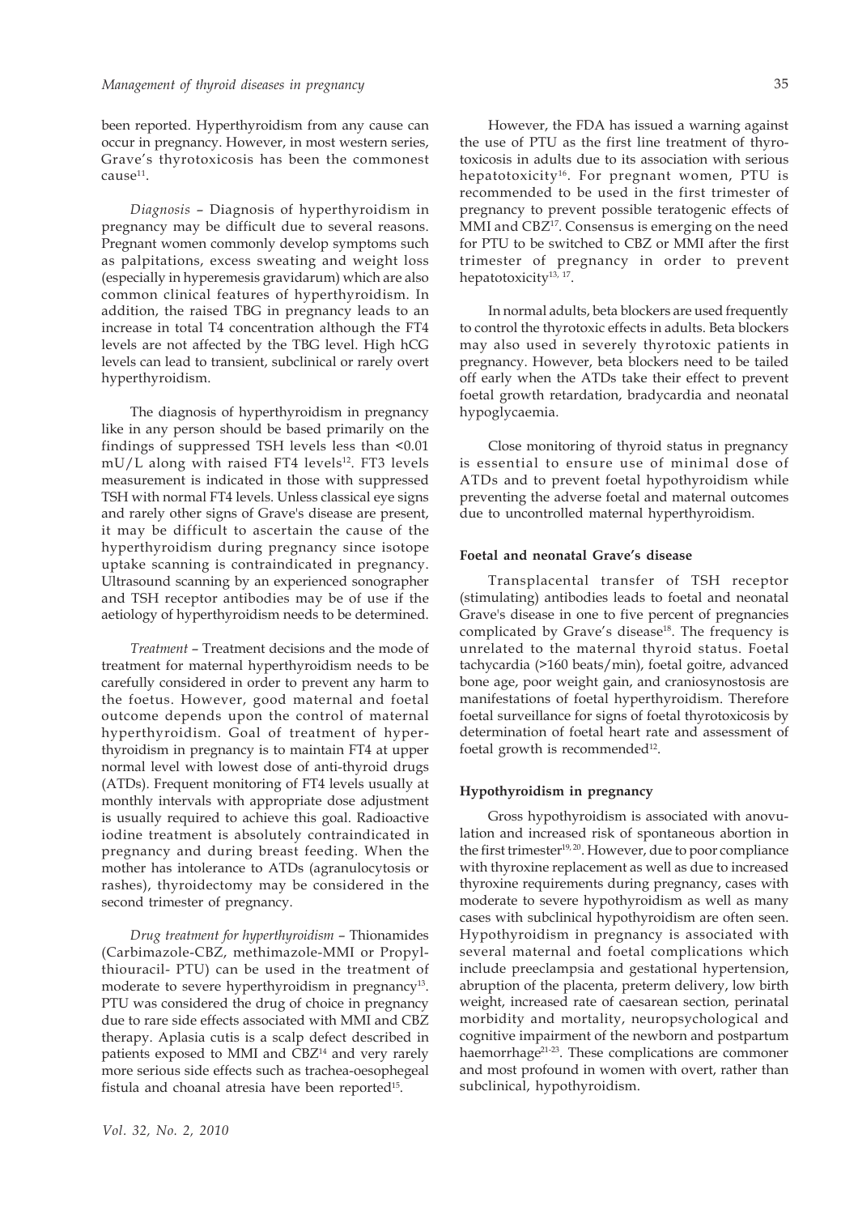been reported. Hyperthyroidism from any cause can occur in pregnancy. However, in most western series, Grave's thyrotoxicosis has been the commonest cause[11].

*Diagnosis* – Diagnosis of hyperthyroidism in pregnancy may be difficult due to several reasons. Pregnant women commonly develop symptoms such as palpitations, excess sweating and weight loss (especially in hyperemesis gravidarum) which are also common clinical features of hyperthyroidism. In addition, the raised TBG in pregnancy leads to an increase in total T4 concentration although the FT4 levels are not affected by the TBG level. High hCG levels can lead to transient, subclinical or rarely overt hyperthyroidism.

The diagnosis of hyperthyroidism in pregnancy like in any person should be based primarily on the findings of suppressed TSH levels less than <0.01 mU/L along with raised FT4 levels[12]. FT3 levels measurement is indicated in those with suppressed TSH with normal FT4 levels. Unless classical eye signs and rarely other signs of Grave's disease are present, it may be difficult to ascertain the cause of the hyperthyroidism during pregnancy since isotope uptake scanning is contraindicated in pregnancy. Ultrasound scanning by an experienced sonographer and TSH receptor antibodies may be of use if the aetiology of hyperthyroidism needs to be determined.

*Treatment* – Treatment decisions and the mode of treatment for maternal hyperthyroidism needs to be carefully considered in order to prevent any harm to the foetus. However, good maternal and foetal outcome depends upon the control of maternal hyperthyroidism. Goal of treatment of hyperthyroidism in pregnancy is to maintain FT4 at upper normal level with lowest dose of anti-thyroid drugs (ATDs). Frequent monitoring of FT4 levels usually at monthly intervals with appropriate dose adjustment is usually required to achieve this goal. Radioactive iodine treatment is absolutely contraindicated in pregnancy and during breast feeding. When the mother has intolerance to ATDs (agranulocytosis or rashes), thyroidectomy may be considered in the second trimester of pregnancy.

*Drug treatment for hyperthyroidism* – Thionamides (Carbimazole-CBZ, methimazole-MMI or Propylthiouracil- PTU) can be used in the treatment of moderate to severe hyperthyroidism in pregnancy[13]. PTU was considered the drug of choice in pregnancy due to rare side effects associated with MMI and CBZ therapy. Aplasia cutis is a scalp defect described in patients exposed to MMI and CBZ[14] and very rarely more serious side effects such as trachea-oesophegeal fistula and choanal atresia have been reported[15].

However, the FDA has issued a warning against the use of PTU as the first line treatment of thyrotoxicosis in adults due to its association with serious hepatotoxicity[16]. For pregnant women, PTU is recommended to be used in the first trimester of pregnancy to prevent possible teratogenic effects of MMI and CBZ[17]. Consensus is emerging on the need for PTU to be switched to CBZ or MMI after the first trimester of pregnancy in order to prevent hepatotoxicity[13, 17].

In normal adults, beta blockers are used frequently to control the thyrotoxic effects in adults. Beta blockers may also used in severely thyrotoxic patients in pregnancy. However, beta blockers need to be tailed off early when the ATDs take their effect to prevent foetal growth retardation, bradycardia and neonatal hypoglycaemia.

Close monitoring of thyroid status in pregnancy is essential to ensure use of minimal dose of ATDs and to prevent foetal hypothyroidism while preventing the adverse foetal and maternal outcomes due to uncontrolled maternal hyperthyroidism.

### Foetal and neonatal Grave's disease

Transplacental transfer of TSH receptor (stimulating) antibodies leads to foetal and neonatal Grave's disease in one to five percent of pregnancies complicated by Grave's disease[18]. The frequency is unrelated to the maternal thyroid status. Foetal tachycardia (>160 beats/min), foetal goitre, advanced bone age, poor weight gain, and craniosynostosis are manifestations of foetal hyperthyroidism. Therefore foetal surveillance for signs of foetal thyrotoxicosis by determination of foetal heart rate and assessment of foetal growth is recommended[12].

### Hypothyroidism in pregnancy

Gross hypothyroidism is associated with anovulation and increased risk of spontaneous abortion in the first trimester[19, 20]. However, due to poor compliance with thyroxine replacement as well as due to increased thyroxine requirements during pregnancy, cases with moderate to severe hypothyroidism as well as many cases with subclinical hypothyroidism are often seen. Hypothyroidism in pregnancy is associated with several maternal and foetal complications which include preeclampsia and gestational hypertension, abruption of the placenta, preterm delivery, low birth weight, increased rate of caesarean section, perinatal morbidity and mortality, neuropsychological and cognitive impairment of the newborn and postpartum haemorrhage[21-23]. These complications are commoner and most profound in women with overt, rather than subclinical, hypothyroidism.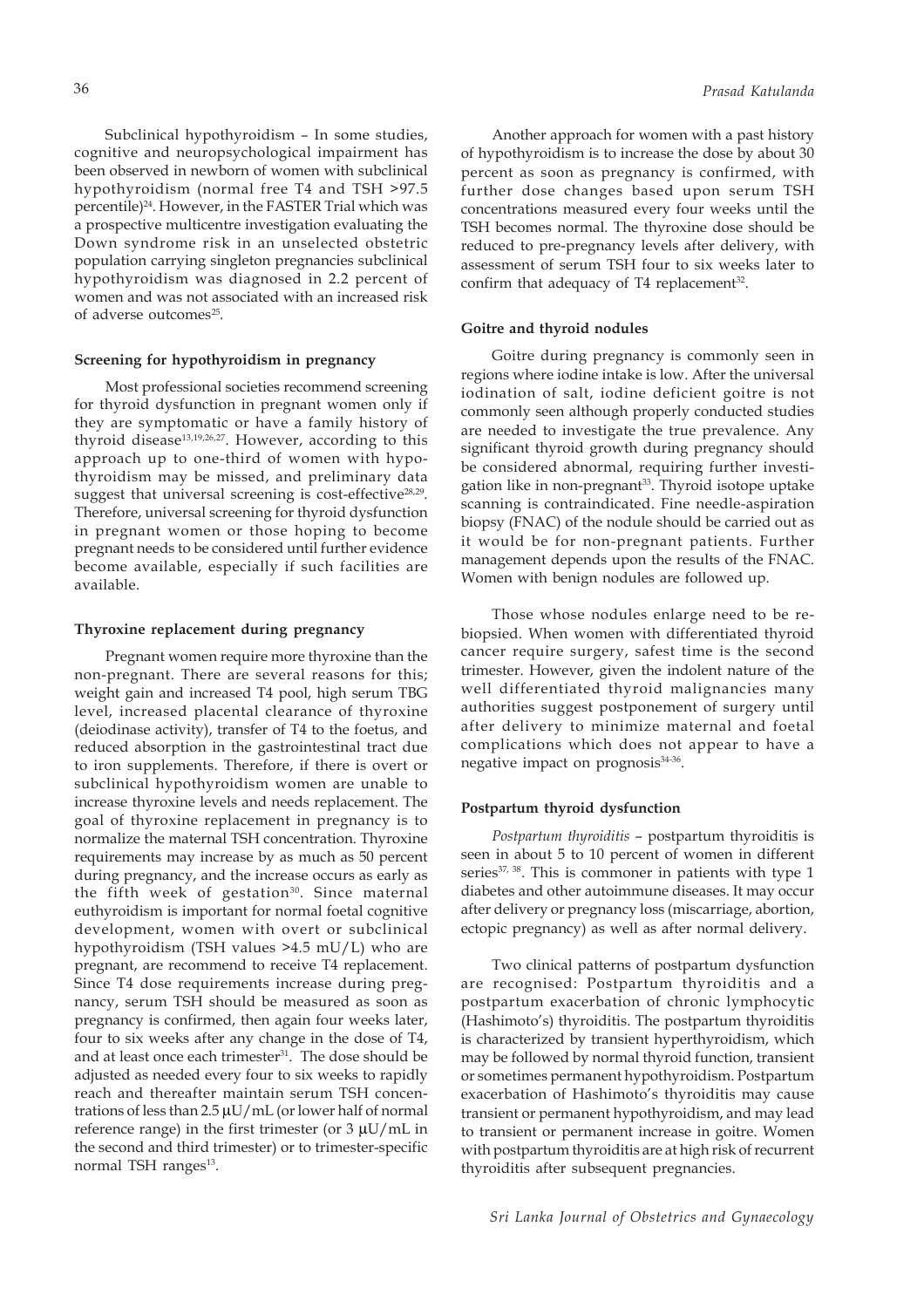Subclinical hypothyroidism – In some studies, cognitive and neuropsychological impairment has been observed in newborn of women with subclinical hypothyroidism (normal free T4 and TSH >97.5 percentile)[24]. However, in the FASTER Trial which was a prospective multicentre investigation evaluating the Down syndrome risk in an unselected obstetric population carrying singleton pregnancies subclinical hypothyroidism was diagnosed in 2.2 percent of women and was not associated with an increased risk of adverse outcomes[25].

### Screening for hypothyroidism in pregnancy

Most professional societies recommend screening for thyroid dysfunction in pregnant women only if they are symptomatic or have a family history of thyroid disease[13,19,26,27]. However, according to this approach up to one-third of women with hypothyroidism may be missed, and preliminary data suggest that universal screening is cost-effective[28,29]. Therefore, universal screening for thyroid dysfunction in pregnant women or those hoping to become pregnant needs to be considered until further evidence become available, especially if such facilities are available.

### Thyroxine replacement during pregnancy

Pregnant women require more thyroxine than the non-pregnant. There are several reasons for this; weight gain and increased T4 pool, high serum TBG level, increased placental clearance of thyroxine (deiodinase activity), transfer of T4 to the foetus, and reduced absorption in the gastrointestinal tract due to iron supplements. Therefore, if there is overt or subclinical hypothyroidism women are unable to increase thyroxine levels and needs replacement. The goal of thyroxine replacement in pregnancy is to normalize the maternal TSH concentration. Thyroxine requirements may increase by as much as 50 percent during pregnancy, and the increase occurs as early as the fifth week of gestation[30]. Since maternal euthyroidism is important for normal foetal cognitive development, women with overt or subclinical hypothyroidism (TSH values >4.5 mU/L) who are pregnant, are recommend to receive T4 replacement. Since T4 dose requirements increase during pregnancy, serum TSH should be measured as soon as pregnancy is confirmed, then again four weeks later, four to six weeks after any change in the dose of T4, and at least once each trimester[31]. The dose should be adjusted as needed every four to six weeks to rapidly reach and thereafter maintain serum TSH concentrations of less than 2.5 μU/mL (or lower half of normal reference range) in the first trimester (or 3 μU/mL in the second and third trimester) or to trimester-specific normal TSH ranges[13].

Another approach for women with a past history of hypothyroidism is to increase the dose by about 30 percent as soon as pregnancy is confirmed, with further dose changes based upon serum TSH concentrations measured every four weeks until the TSH becomes normal. The thyroxine dose should be reduced to pre-pregnancy levels after delivery, with assessment of serum TSH four to six weeks later to confirm that adequacy of T4 replacement[32].

### Goitre and thyroid nodules

Goitre during pregnancy is commonly seen in regions where iodine intake is low. After the universal iodination of salt, iodine deficient goitre is not commonly seen although properly conducted studies are needed to investigate the true prevalence. Any significant thyroid growth during pregnancy should be considered abnormal, requiring further investigation like in non-pregnant[33]. Thyroid isotope uptake scanning is contraindicated. Fine needle-aspiration biopsy (FNAC) of the nodule should be carried out as it would be for non-pregnant patients. Further management depends upon the results of the FNAC. Women with benign nodules are followed up.

Those whose nodules enlarge need to be re-biopsied. When women with differentiated thyroid cancer require surgery, safest time is the second trimester. However, given the indolent nature of the well differentiated thyroid malignancies many authorities suggest postponement of surgery until after delivery to minimize maternal and foetal complications which does not appear to have a negative impact on prognosis[34-36].

### Postpartum thyroid dysfunction

*Postpartum thyroiditis* – postpartum thyroiditis is seen in about 5 to 10 percent of women in different series[37, 38]. This is commoner in patients with type 1 diabetes and other autoimmune diseases. It may occur after delivery or pregnancy loss (miscarriage, abortion, ectopic pregnancy) as well as after normal delivery.

Two clinical patterns of postpartum dysfunction are recognised: Postpartum thyroiditis and a postpartum exacerbation of chronic lymphocytic (Hashimoto's) thyroiditis. The postpartum thyroiditis is characterized by transient hyperthyroidism, which may be followed by normal thyroid function, transient or sometimes permanent hypothyroidism. Postpartum exacerbation of Hashimoto's thyroiditis may cause transient or permanent hypothyroidism, and may lead to transient or permanent increase in goitre. Women with postpartum thyroiditis are at high risk of recurrent thyroiditis after subsequent pregnancies.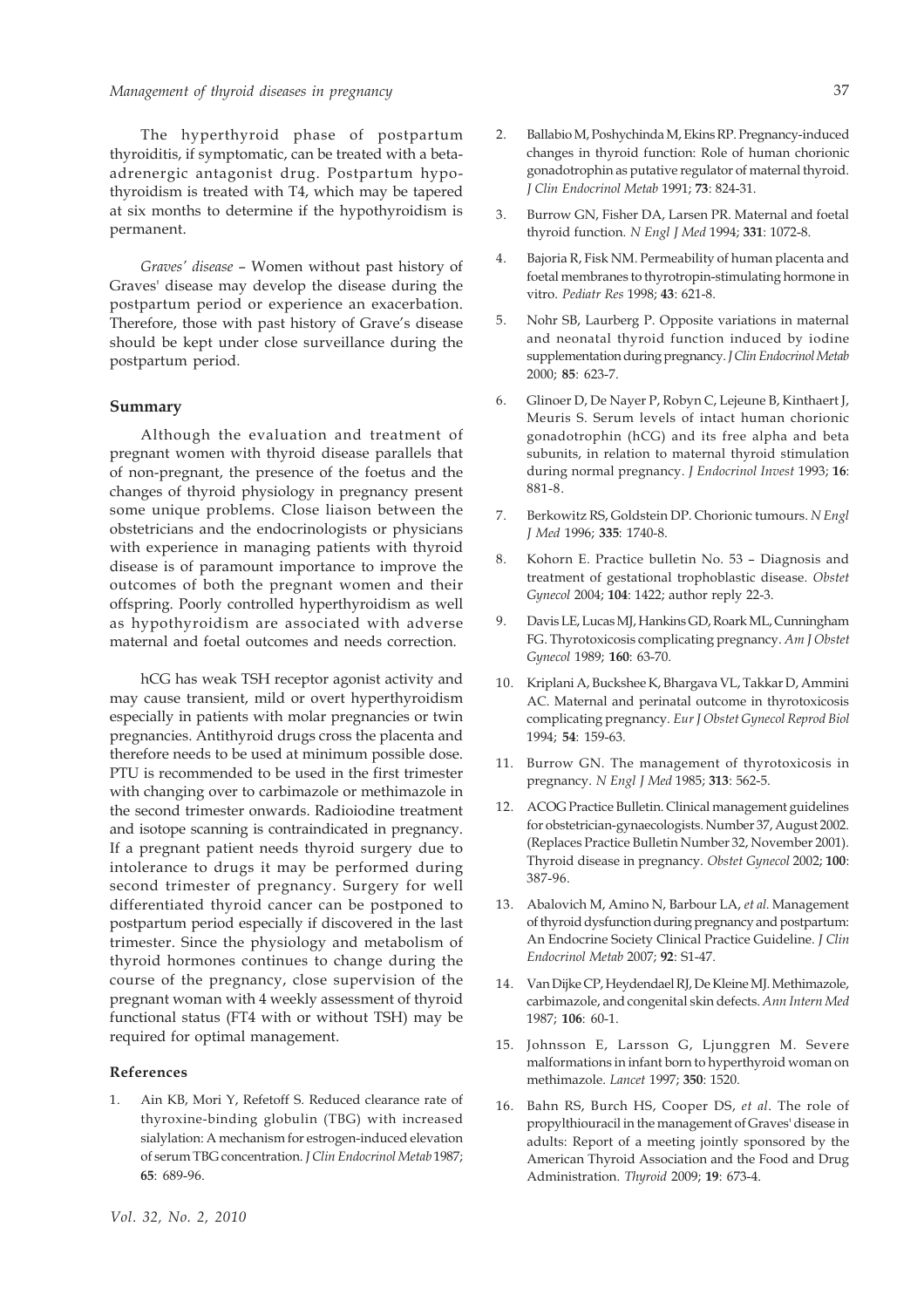The hyperthyroid phase of postpartum thyroiditis, if symptomatic, can be treated with a beta-adrenergic antagonist drug. Postpartum hypothyroidism is treated with T4, which may be tapered at six months to determine if the hypothyroidism is permanent.

*Graves' disease* – Women without past history of Graves' disease may develop the disease during the postpartum period or experience an exacerbation. Therefore, those with past history of Grave's disease should be kept under close surveillance during the postpartum period.

### Summary

Although the evaluation and treatment of pregnant women with thyroid disease parallels that of non-pregnant, the presence of the foetus and the changes of thyroid physiology in pregnancy present some unique problems. Close liaison between the obstetricians and the endocrinologists or physicians with experience in managing patients with thyroid disease is of paramount importance to improve the outcomes of both the pregnant women and their offspring. Poorly controlled hyperthyroidism as well as hypothyroidism are associated with adverse maternal and foetal outcomes and needs correction.

hCG has weak TSH receptor agonist activity and may cause transient, mild or overt hyperthyroidism especially in patients with molar pregnancies or twin pregnancies. Antithyroid drugs cross the placenta and therefore needs to be used at minimum possible dose. PTU is recommended to be used in the first trimester with changing over to carbimazole or methimazole in the second trimester onwards. Radioiodine treatment and isotope scanning is contraindicated in pregnancy. If a pregnant patient needs thyroid surgery due to intolerance to drugs it may be performed during second trimester of pregnancy. Surgery for well differentiated thyroid cancer can be postponed to postpartum period especially if discovered in the last trimester. Since the physiology and metabolism of thyroid hormones continues to change during the course of the pregnancy, close supervision of the pregnant woman with 4 weekly assessment of thyroid functional status (FT4 with or without TSH) may be required for optimal management.

### References

1. Ain KB, Mori Y, Refetoff S. Reduced clearance rate of thyroxine-binding globulin (TBG) with increased sialylation: A mechanism for estrogen-induced elevation of serum TBG concentration. *J Clin Endocrinol Metab* 1987; **65**: 689-96.
2. Ballabio M, Poshychinda M, Ekins RP. Pregnancy-induced changes in thyroid function: Role of human chorionic gonadotrophin as putative regulator of maternal thyroid. *J Clin Endocrinol Metab* 1991; **73**: 824-31.
3. Burrow GN, Fisher DA, Larsen PR. Maternal and foetal thyroid function. *N Engl J Med* 1994; **331**: 1072-8.
4. Bajoria R, Fisk NM. Permeability of human placenta and foetal membranes to thyrotropin-stimulating hormone in vitro. *Pediatr Res* 1998; **43**: 621-8.
5. Nohr SB, Laurberg P. Opposite variations in maternal and neonatal thyroid function induced by iodine supplementation during pregnancy. *J Clin Endocrinol Metab* 2000; **85**: 623-7.
6. Glinoer D, De Nayer P, Robyn C, Lejeune B, Kinthaert J, Meuris S. Serum levels of intact human chorionic gonadotrophin (hCG) and its free alpha and beta subunits, in relation to maternal thyroid stimulation during normal pregnancy. *J Endocrinol Invest* 1993; **16**: 881-8.
7. Berkowitz RS, Goldstein DP. Chorionic tumours. *N Engl J Med* 1996; **335**: 1740-8.
8. Kohorn E. Practice bulletin No. 53 – Diagnosis and treatment of gestational trophoblastic disease. *Obstet Gynecol* 2004; **104**: 1422; author reply 22-3.
9. Davis LE, Lucas MJ, Hankins GD, Roark ML, Cunningham FG. Thyrotoxicosis complicating pregnancy. *Am J Obstet Gynecol* 1989; **160**: 63-70.
10. Kriplani A, Buckshee K, Bhargava VL, Takkar D, Ammini AC. Maternal and perinatal outcome in thyrotoxicosis complicating pregnancy. *Eur J Obstet Gynecol Reprod Biol* 1994; **54**: 159-63.
11. Burrow GN. The management of thyrotoxicosis in pregnancy. *N Engl J Med* 1985; **313**: 562-5.
12. ACOG Practice Bulletin. Clinical management guidelines for obstetrician-gynaecologists. Number 37, August 2002. (Replaces Practice Bulletin Number 32, November 2001). Thyroid disease in pregnancy. *Obstet Gynecol* 2002; **100**: 387-96.
13. Abalovich M, Amino N, Barbour LA, *et al.* Management of thyroid dysfunction during pregnancy and postpartum: An Endocrine Society Clinical Practice Guideline. *J Clin Endocrinol Metab* 2007; **92**: S1-47.
14. Van Dijke CP, Heydendael RJ, De Kleine MJ. Methimazole, carbimazole, and congenital skin defects. *Ann Intern Med* 1987; **106**: 60-1.
15. Johnsson E, Larsson G, Ljunggren M. Severe malformations in infant born to hyperthyroid woman on methimazole. *Lancet* 1997; **350**: 1520.
16. Bahn RS, Burch HS, Cooper DS, *et al*. The role of propylthiouracil in the management of Graves' disease in adults: Report of a meeting jointly sponsored by the American Thyroid Association and the Food and Drug Administration. *Thyroid* 2009; **19**: 673-4.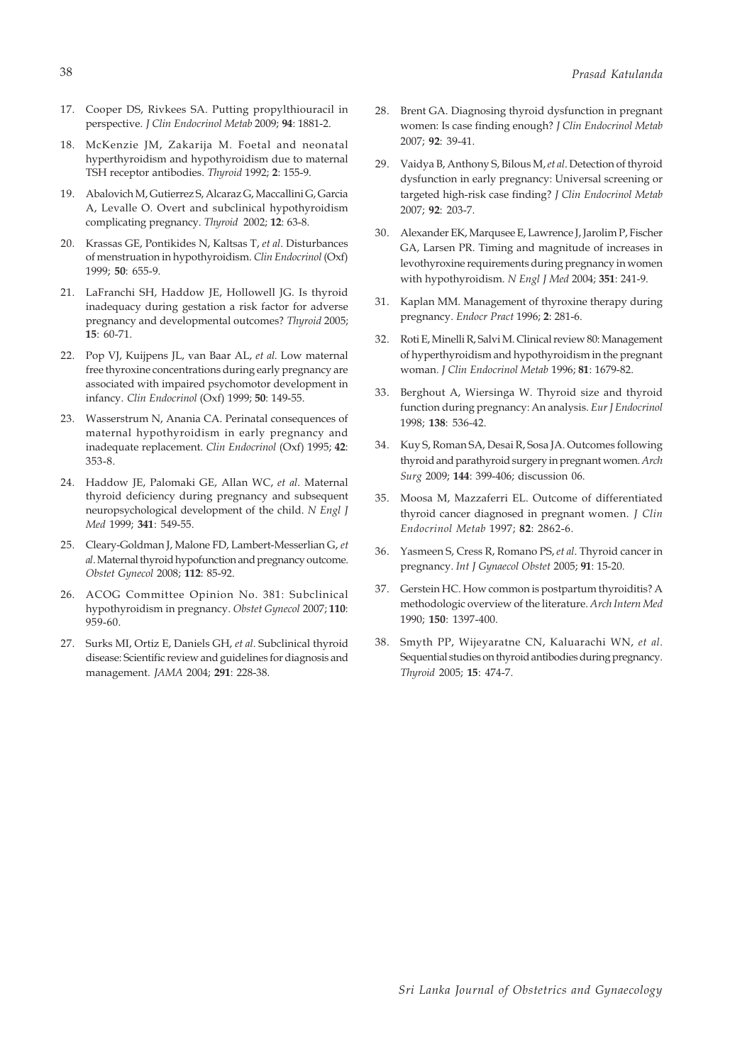17. Cooper DS, Rivkees SA. Putting propylthiouracil in perspective. *J Clin Endocrinol Metab* 2009; **94**: 1881-2.
18. McKenzie JM, Zakarija M. Foetal and neonatal hyperthyroidism and hypothyroidism due to maternal TSH receptor antibodies. *Thyroid* 1992; **2**: 155-9.
19. Abalovich M, Gutierrez S, Alcaraz G, Maccallini G, Garcia A, Levalle O. Overt and subclinical hypothyroidism complicating pregnancy. *Thyroid* 2002; **12**: 63-8.
20. Krassas GE, Pontikides N, Kaltsas T, *et al*. Disturbances of menstruation in hypothyroidism. *Clin Endocrinol* (Oxf) 1999; **50**: 655-9.
21. LaFranchi SH, Haddow JE, Hollowell JG. Is thyroid inadequacy during gestation a risk factor for adverse pregnancy and developmental outcomes? *Thyroid* 2005; **15**: 60-71.
22. Pop VJ, Kuijpens JL, van Baar AL, *et al*. Low maternal free thyroxine concentrations during early pregnancy are associated with impaired psychomotor development in infancy. *Clin Endocrinol* (Oxf) 1999; **50**: 149-55.
23. Wasserstrum N, Anania CA. Perinatal consequences of maternal hypothyroidism in early pregnancy and inadequate replacement. *Clin Endocrinol* (Oxf) 1995; **42**: 353-8.
24. Haddow JE, Palomaki GE, Allan WC, *et al*. Maternal thyroid deficiency during pregnancy and subsequent neuropsychological development of the child. *N Engl J Med* 1999; **341**: 549-55.
25. Cleary-Goldman J, Malone FD, Lambert-Messerlian G, *et al*. Maternal thyroid hypofunction and pregnancy outcome. *Obstet Gynecol* 2008; **112**: 85-92.
26. ACOG Committee Opinion No. 381: Subclinical hypothyroidism in pregnancy. *Obstet Gynecol* 2007; **110**: 959-60.
27. Surks MI, Ortiz E, Daniels GH, *et al*. Subclinical thyroid disease: Scientific review and guidelines for diagnosis and management. *JAMA* 2004; **291**: 228-38.
28. Brent GA. Diagnosing thyroid dysfunction in pregnant women: Is case finding enough? *J Clin Endocrinol Metab* 2007; **92**: 39-41.
29. Vaidya B, Anthony S, Bilous M, *et al*. Detection of thyroid dysfunction in early pregnancy: Universal screening or targeted high-risk case finding? *J Clin Endocrinol Metab* 2007; **92**: 203-7.
30. Alexander EK, Marqusee E, Lawrence J, Jarolim P, Fischer GA, Larsen PR. Timing and magnitude of increases in levothyroxine requirements during pregnancy in women with hypothyroidism. *N Engl J Med* 2004; **351**: 241-9.
31. Kaplan MM. Management of thyroxine therapy during pregnancy. *Endocr Pract* 1996; **2**: 281-6.
32. Roti E, Minelli R, Salvi M. Clinical review 80: Management of hyperthyroidism and hypothyroidism in the pregnant woman. *J Clin Endocrinol Metab* 1996; **81**: 1679-82.
33. Berghout A, Wiersinga W. Thyroid size and thyroid function during pregnancy: An analysis. *Eur J Endocrinol* 1998; **138**: 536-42.
34. Kuy S, Roman SA, Desai R, Sosa JA. Outcomes following thyroid and parathyroid surgery in pregnant women. *Arch Surg* 2009; **144**: 399-406; discussion 06.
35. Moosa M, Mazzaferri EL. Outcome of differentiated thyroid cancer diagnosed in pregnant women. *J Clin Endocrinol Metab* 1997; **82**: 2862-6.
36. Yasmeen S, Cress R, Romano PS, *et al*. Thyroid cancer in pregnancy. *Int J Gynaecol Obstet* 2005; **91**: 15-20.
37. Gerstein HC. How common is postpartum thyroiditis? A methodologic overview of the literature. *Arch Intern Med* 1990; **150**: 1397-400.
38. Smyth PP, Wijeyaratne CN, Kaluarachi WN, *et al*. Sequential studies on thyroid antibodies during pregnancy. *Thyroid* 2005; **15**: 474-7.